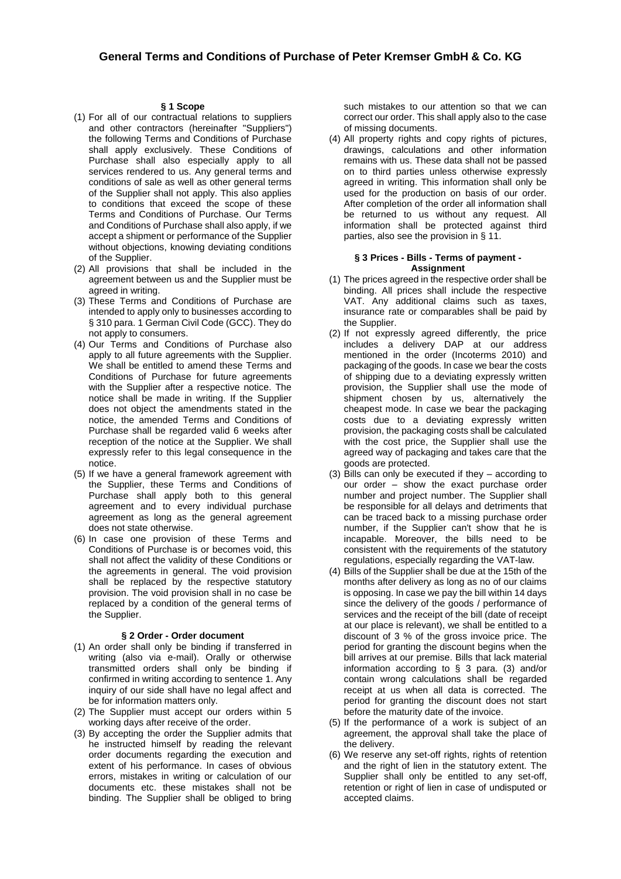# General Terms and Conditions of Purchase of Peter Kremser GmbH & Co. KG

## § 1 Scope

(1) For all of our contractual relations to suppliers and other contractors (hereinafter "Suppliers") the following Terms and Conditions of Purchase shall apply exclusively. These Conditions of Purchase shall also especially apply to all services rendered to us. Any general terms and conditions of sale as well as other general terms of the Supplier shall not apply. This also applies to conditions that exceed the scope of these Terms and Conditions of Purchase. Our Terms and Conditions of Purchase shall also apply, if we accept a shipment or performance of the Supplier without objections, knowing deviating conditions of the Supplier.

(2) All provisions that shall be included in the agreement between us and the Supplier must be agreed in writing.

(3) These Terms and Conditions of Purchase are intended to apply only to businesses according to § 310 para. 1 German Civil Code (GCC). They do not apply to consumers.

(4) Our Terms and Conditions of Purchase also apply to all future agreements with the Supplier. We shall be entitled to amend these Terms and Conditions of Purchase for future agreements with the Supplier after a respective notice. The notice shall be made in writing. If the Supplier does not object the amendments stated in the notice, the amended Terms and Conditions of Purchase shall be regarded valid 6 weeks after reception of the notice at the Supplier. We shall expressly refer to this legal consequence in the notice.

(5) If we have a general framework agreement with the Supplier, these Terms and Conditions of Purchase shall apply both to this general agreement and to every individual purchase agreement as long as the general agreement does not state otherwise.

(6) In case one provision of these Terms and Conditions of Purchase is or becomes void, this shall not affect the validity of these Conditions or the agreements in general. The void provision shall be replaced by the respective statutory provision. The void provision shall in no case be replaced by a condition of the general terms of the Supplier.

## § 2 Order - Order document

(1) An order shall only be binding if transferred in writing (also via e-mail). Orally or otherwise transmitted orders shall only be binding if confirmed in writing according to sentence 1. Any inquiry of our side shall have no legal affect and be for information matters only.

(2) The Supplier must accept our orders within 5 working days after receive of the order.

(3) By accepting the order the Supplier admits that he instructed himself by reading the relevant order documents regarding the execution and extent of his performance. In cases of obvious errors, mistakes in writing or calculation of our documents etc. these mistakes shall not be binding. The Supplier shall be obliged to bring such mistakes to our attention so that we can correct our order. This shall apply also to the case of missing documents.

(4) All property rights and copy rights of pictures, drawings, calculations and other information remains with us. These data shall not be passed on to third parties unless otherwise expressly agreed in writing. This information shall only be used for the production on basis of our order. After completion of the order all information shall be returned to us without any request. All information shall be protected against third parties, also see the provision in § 11.

## § 3 Prices - Bills - Terms of payment - Assignment

(1) The prices agreed in the respective order shall be binding. All prices shall include the respective VAT. Any additional claims such as taxes, insurance rate or comparables shall be paid by the Supplier.

(2) If not expressly agreed differently, the price includes a delivery DAP at our address mentioned in the order (Incoterms 2010) and packaging of the goods. In case we bear the costs of shipping due to a deviating expressly written provision, the Supplier shall use the mode of shipment chosen by us, alternatively the cheapest mode. In case we bear the packaging costs due to a deviating expressly written provision, the packaging costs shall be calculated with the cost price, the Supplier shall use the agreed way of packaging and takes care that the goods are protected.

(3) Bills can only be executed if they – according to our order – show the exact purchase order number and project number. The Supplier shall be responsible for all delays and detriments that can be traced back to a missing purchase order number, if the Supplier can't show that he is incapable. Moreover, the bills need to be consistent with the requirements of the statutory regulations, especially regarding the VAT-law.

(4) Bills of the Supplier shall be due at the 15th of the months after delivery as long as no of our claims is opposing. In case we pay the bill within 14 days since the delivery of the goods / performance of services and the receipt of the bill (date of receipt at our place is relevant), we shall be entitled to a discount of 3 % of the gross invoice price. The period for granting the discount begins when the bill arrives at our premise. Bills that lack material information according to § 3 para. (3) and/or contain wrong calculations shall be regarded receipt at us when all data is corrected. The period for granting the discount does not start before the maturity date of the invoice.

(5) If the performance of a work is subject of an agreement, the approval shall take the place of the delivery.

(6) We reserve any set-off rights, rights of retention and the right of lien in the statutory extent. The Supplier shall only be entitled to any set-off, retention or right of lien in case of undisputed or accepted claims.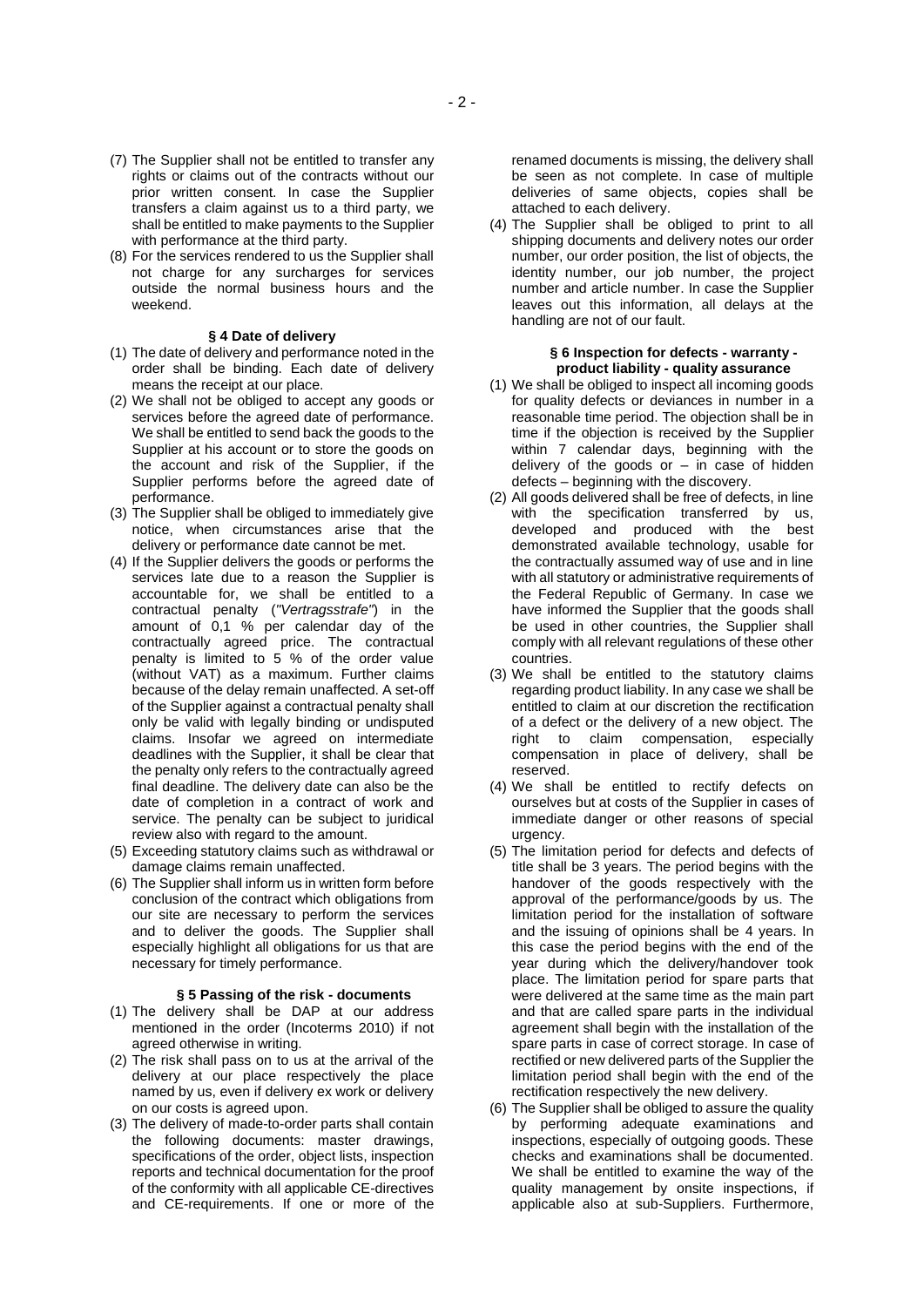(7) The Supplier shall not be entitled to transfer any rights or claims out of the contracts without our prior written consent. In case the Supplier transfers a claim against us to a third party, we shall be entitled to make payments to the Supplier with performance at the third party.

(8) For the services rendered to us the Supplier shall not charge for any surcharges for services outside the normal business hours and the weekend.

### § 4 Date of delivery

(1) The date of delivery and performance noted in the order shall be binding. Each date of delivery means the receipt at our place.

(2) We shall not be obliged to accept any goods or services before the agreed date of performance. We shall be entitled to send back the goods to the Supplier at his account or to store the goods on the account and risk of the Supplier, if the Supplier performs before the agreed date of performance.

(3) The Supplier shall be obliged to immediately give notice, when circumstances arise that the delivery or performance date cannot be met.

(4) If the Supplier delivers the goods or performs the services late due to a reason the Supplier is accountable for, we shall be entitled to a contractual penalty (*"Vertragsstrafe"*) in the amount of 0,1 % per calendar day of the contractually agreed price. The contractual penalty is limited to 5 % of the order value (without VAT) as a maximum. Further claims because of the delay remain unaffected. A set-off of the Supplier against a contractual penalty shall only be valid with legally binding or undisputed claims. Insofar we agreed on intermediate deadlines with the Supplier, it shall be clear that the penalty only refers to the contractually agreed final deadline. The delivery date can also be the date of completion in a contract of work and service. The penalty can be subject to juridical review also with regard to the amount.

(5) Exceeding statutory claims such as withdrawal or damage claims remain unaffected.

(6) The Supplier shall inform us in written form before conclusion of the contract which obligations from our site are necessary to perform the services and to deliver the goods. The Supplier shall especially highlight all obligations for us that are necessary for timely performance.

### § 5 Passing of the risk - documents

(1) The delivery shall be DAP at our address mentioned in the order (Incoterms 2010) if not agreed otherwise in writing.

(2) The risk shall pass on to us at the arrival of the delivery at our place respectively the place named by us, even if delivery ex work or delivery on our costs is agreed upon.

(3) The delivery of made-to-order parts shall contain the following documents: master drawings, specifications of the order, object lists, inspection reports and technical documentation for the proof of the conformity with all applicable CE-directives and CE-requirements. If one or more of the renamed documents is missing, the delivery shall be seen as not complete. In case of multiple deliveries of same objects, copies shall be attached to each delivery.

(4) The Supplier shall be obliged to print to all shipping documents and delivery notes our order number, our order position, the list of objects, the identity number, our job number, the project number and article number. In case the Supplier leaves out this information, all delays at the handling are not of our fault.

### § 6 Inspection for defects - warranty - product liability - quality assurance

(1) We shall be obliged to inspect all incoming goods for quality defects or deviances in number in a reasonable time period. The objection shall be in time if the objection is received by the Supplier within 7 calendar days, beginning with the delivery of the goods or – in case of hidden defects – beginning with the discovery.

(2) All goods delivered shall be free of defects, in line with the specification transferred by us, developed and produced with the best demonstrated available technology, usable for the contractually assumed way of use and in line with all statutory or administrative requirements of the Federal Republic of Germany. In case we have informed the Supplier that the goods shall be used in other countries, the Supplier shall comply with all relevant regulations of these other countries.

(3) We shall be entitled to the statutory claims regarding product liability. In any case we shall be entitled to claim at our discretion the rectification of a defect or the delivery of a new object. The right to claim compensation, especially compensation in place of delivery, shall be reserved.

(4) We shall be entitled to rectify defects on ourselves but at costs of the Supplier in cases of immediate danger or other reasons of special urgency.

(5) The limitation period for defects and defects of title shall be 3 years. The period begins with the handover of the goods respectively with the approval of the performance/goods by us. The limitation period for the installation of software and the issuing of opinions shall be 4 years. In this case the period begins with the end of the year during which the delivery/handover took place. The limitation period for spare parts that were delivered at the same time as the main part and that are called spare parts in the individual agreement shall begin with the installation of the spare parts in case of correct storage. In case of rectified or new delivered parts of the Supplier the limitation period shall begin with the end of the rectification respectively the new delivery.

(6) The Supplier shall be obliged to assure the quality by performing adequate examinations and inspections, especially of outgoing goods. These checks and examinations shall be documented. We shall be entitled to examine the way of the quality management by onsite inspections, if applicable also at sub-Suppliers. Furthermore,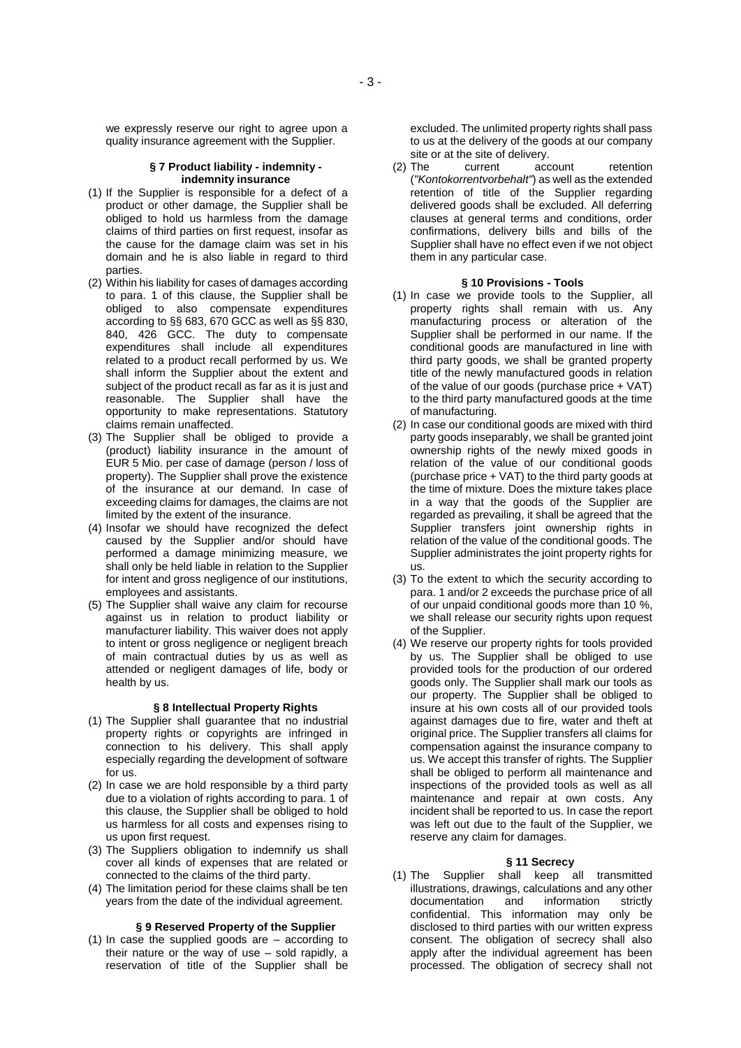we expressly reserve our right to agree upon a quality insurance agreement with the Supplier.

### § 7 Product liability - indemnity - indemnity insurance

(1) If the Supplier is responsible for a defect of a product or other damage, the Supplier shall be obliged to hold us harmless from the damage claims of third parties on first request, insofar as the cause for the damage claim was set in his domain and he is also liable in regard to third parties.
(2) Within his liability for cases of damages according to para. 1 of this clause, the Supplier shall be obliged to also compensate expenditures according to §§ 683, 670 GCC as well as §§ 830, 840, 426 GCC. The duty to compensate expenditures shall include all expenditures related to a product recall performed by us. We shall inform the Supplier about the extent and subject of the product recall as far as it is just and reasonable. The Supplier shall have the opportunity to make representations. Statutory claims remain unaffected.
(3) The Supplier shall be obliged to provide a (product) liability insurance in the amount of EUR 5 Mio. per case of damage (person / loss of property). The Supplier shall prove the existence of the insurance at our demand. In case of exceeding claims for damages, the claims are not limited by the extent of the insurance.
(4) Insofar we should have recognized the defect caused by the Supplier and/or should have performed a damage minimizing measure, we shall only be held liable in relation to the Supplier for intent and gross negligence of our institutions, employees and assistants.
(5) The Supplier shall waive any claim for recourse against us in relation to product liability or manufacturer liability. This waiver does not apply to intent or gross negligence or negligent breach of main contractual duties by us as well as attended or negligent damages of life, body or health by us.

### § 8 Intellectual Property Rights

(1) The Supplier shall guarantee that no industrial property rights or copyrights are infringed in connection to his delivery. This shall apply especially regarding the development of software for us.
(2) In case we are hold responsible by a third party due to a violation of rights according to para. 1 of this clause, the Supplier shall be obliged to hold us harmless for all costs and expenses rising to us upon first request.
(3) The Suppliers obligation to indemnify us shall cover all kinds of expenses that are related or connected to the claims of the third party.
(4) The limitation period for these claims shall be ten years from the date of the individual agreement.

### § 9 Reserved Property of the Supplier

(1) In case the supplied goods are – according to their nature or the way of use – sold rapidly, a reservation of title of the Supplier shall be excluded. The unlimited property rights shall pass to us at the delivery of the goods at our company site or at the site of delivery.
(2) The current account retention (*"Kontokorrentvorbehalt"*) as well as the extended retention of title of the Supplier regarding delivered goods shall be excluded. All deferring clauses at general terms and conditions, order confirmations, delivery bills and bills of the Supplier shall have no effect even if we not object them in any particular case.

### § 10 Provisions - Tools

(1) In case we provide tools to the Supplier, all property rights shall remain with us. Any manufacturing process or alteration of the Supplier shall be performed in our name. If the conditional goods are manufactured in line with third party goods, we shall be granted property title of the newly manufactured goods in relation of the value of our goods (purchase price + VAT) to the third party manufactured goods at the time of manufacturing.
(2) In case our conditional goods are mixed with third party goods inseparably, we shall be granted joint ownership rights of the newly mixed goods in relation of the value of our conditional goods (purchase price + VAT) to the third party goods at the time of mixture. Does the mixture takes place in a way that the goods of the Supplier are regarded as prevailing, it shall be agreed that the Supplier transfers joint ownership rights in relation of the value of the conditional goods. The Supplier administrates the joint property rights for us.
(3) To the extent to which the security according to para. 1 and/or 2 exceeds the purchase price of all of our unpaid conditional goods more than 10 %, we shall release our security rights upon request of the Supplier.
(4) We reserve our property rights for tools provided by us. The Supplier shall be obliged to use provided tools for the production of our ordered goods only. The Supplier shall mark our tools as our property. The Supplier shall be obliged to insure at his own costs all of our provided tools against damages due to fire, water and theft at original price. The Supplier transfers all claims for compensation against the insurance company to us. We accept this transfer of rights. The Supplier shall be obliged to perform all maintenance and inspections of the provided tools as well as all maintenance and repair at own costs. Any incident shall be reported to us. In case the report was left out due to the fault of the Supplier, we reserve any claim for damages.

### § 11 Secrecy

(1) The Supplier shall keep all transmitted illustrations, drawings, calculations and any other documentation and information strictly confidential. This information may only be disclosed to third parties with our written express consent. The obligation of secrecy shall also apply after the individual agreement has been processed. The obligation of secrecy shall not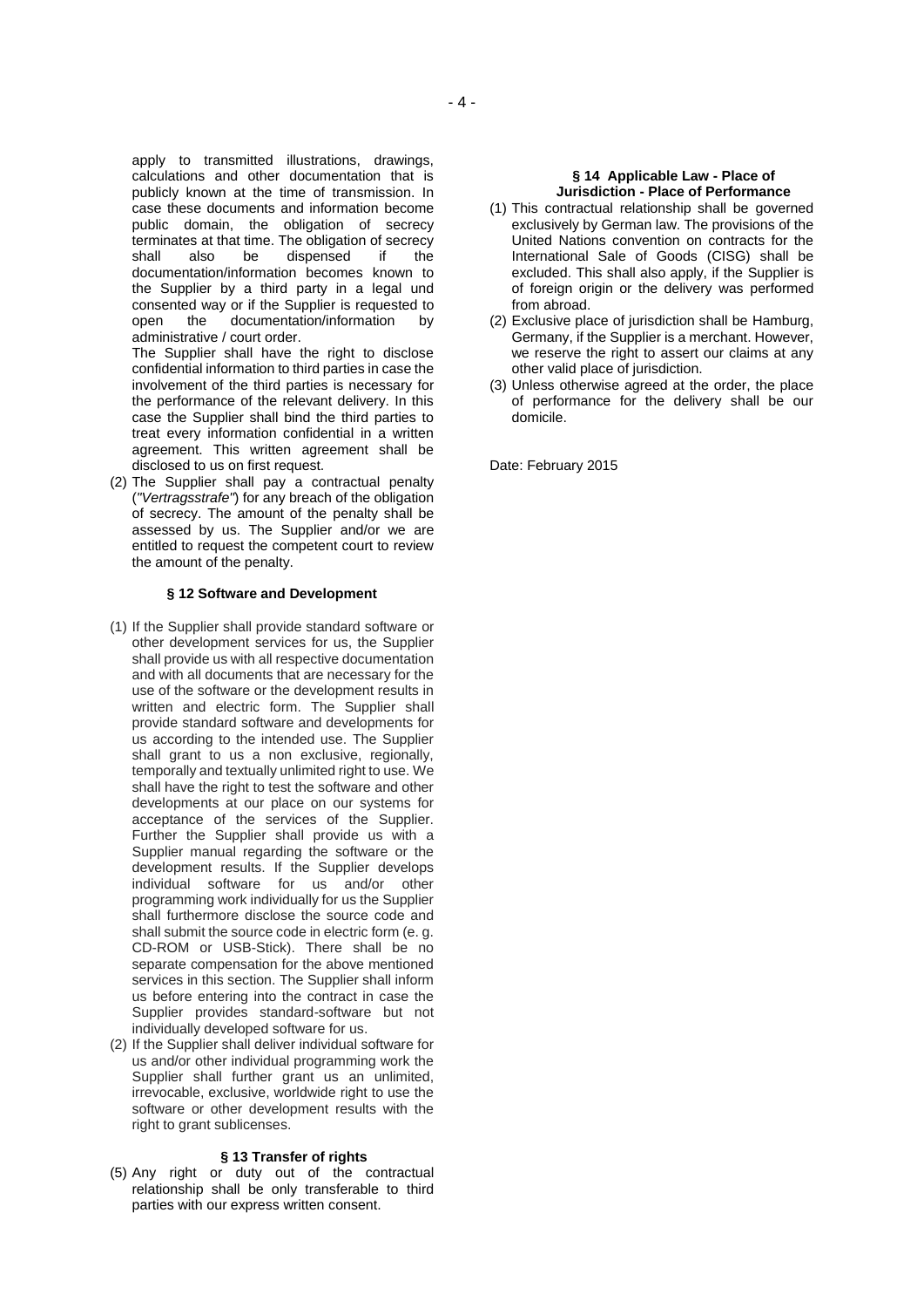apply to transmitted illustrations, drawings, calculations and other documentation that is publicly known at the time of transmission. In case these documents and information become public domain, the obligation of secrecy terminates at that time. The obligation of secrecy shall also be dispensed if the documentation/information becomes known to the Supplier by a third party in a legal und consented way or if the Supplier is requested to open the documentation/information by administrative / court order.

The Supplier shall have the right to disclose confidential information to third parties in case the involvement of the third parties is necessary for the performance of the relevant delivery. In this case the Supplier shall bind the third parties to treat every information confidential in a written agreement. This written agreement shall be disclosed to us on first request.

(2) The Supplier shall pay a contractual penalty (*"Vertragsstrafe"*) for any breach of the obligation of secrecy. The amount of the penalty shall be assessed by us. The Supplier and/or we are entitled to request the competent court to review the amount of the penalty.

### § 12 Software and Development

(1) If the Supplier shall provide standard software or other development services for us, the Supplier shall provide us with all respective documentation and with all documents that are necessary for the use of the software or the development results in written and electric form. The Supplier shall provide standard software and developments for us according to the intended use. The Supplier shall grant to us a non exclusive, regionally, temporally and textually unlimited right to use. We shall have the right to test the software and other developments at our place on our systems for acceptance of the services of the Supplier. Further the Supplier shall provide us with a Supplier manual regarding the software or the development results. If the Supplier develops individual software for us and/or other programming work individually for us the Supplier shall furthermore disclose the source code and shall submit the source code in electric form (e. g. CD-ROM or USB-Stick). There shall be no separate compensation for the above mentioned services in this section. The Supplier shall inform us before entering into the contract in case the Supplier provides standard-software but not individually developed software for us.

(2) If the Supplier shall deliver individual software for us and/or other individual programming work the Supplier shall further grant us an unlimited, irrevocable, exclusive, worldwide right to use the software or other development results with the right to grant sublicenses.

### § 13 Transfer of rights

(5) Any right or duty out of the contractual relationship shall be only transferable to third parties with our express written consent.

### § 14 Applicable Law - Place of Jurisdiction - Place of Performance

(1) This contractual relationship shall be governed exclusively by German law. The provisions of the United Nations convention on contracts for the International Sale of Goods (CISG) shall be excluded. This shall also apply, if the Supplier is of foreign origin or the delivery was performed from abroad.

(2) Exclusive place of jurisdiction shall be Hamburg, Germany, if the Supplier is a merchant. However, we reserve the right to assert our claims at any other valid place of jurisdiction.

(3) Unless otherwise agreed at the order, the place of performance for the delivery shall be our domicile.

Date: February 2015